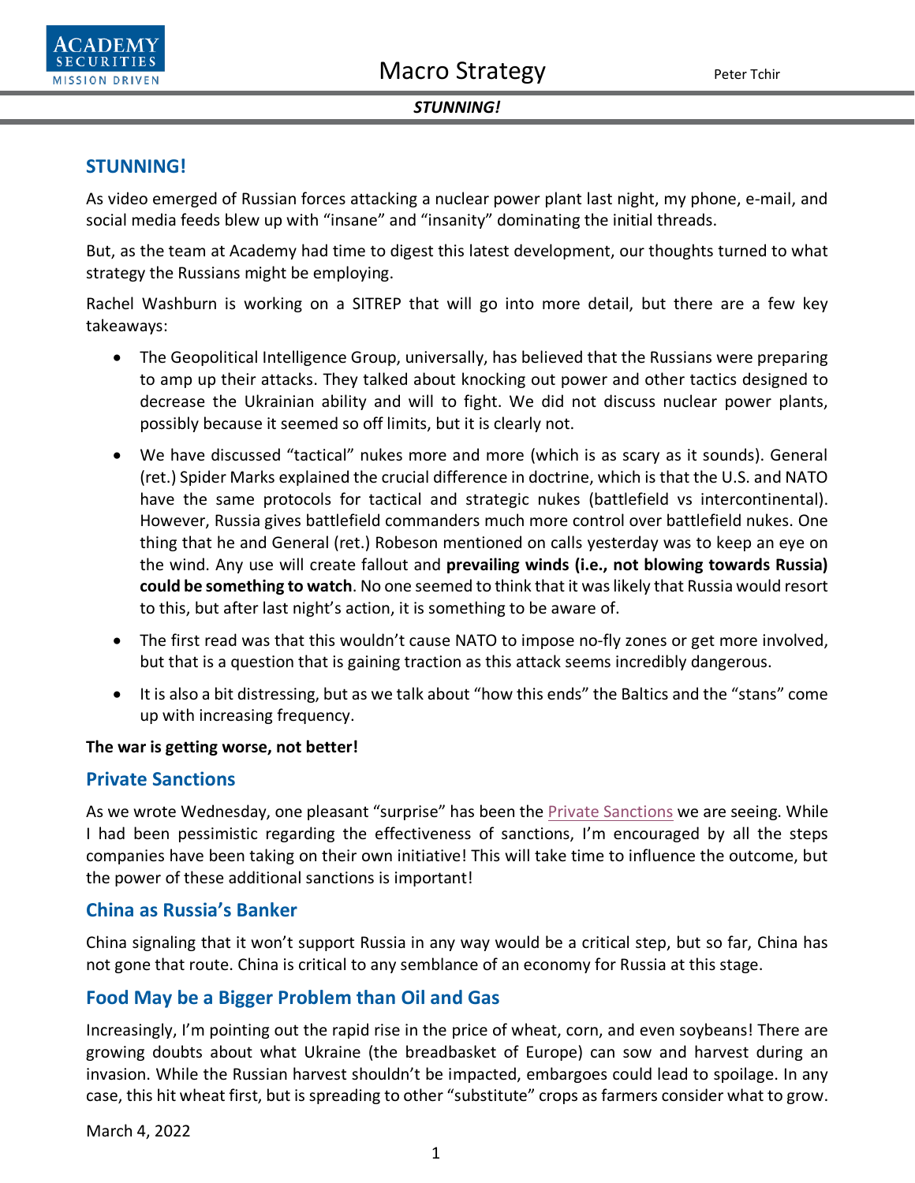## STUNNING!

As video emerged of Russian forces attacking a nuclear power plant last night, my phone, e-mail, and social media feeds blew up with “insane” and “insanity” dominating the initial threads.

But, as the team at Academy had time to digest this latest development, our thoughts turned to what strategy the Russians might be employing.

Rachel Washburn is working on a SITREP that will go into more detail, but there are a few key takeaways:

- The Geopolitical Intelligence Group, universally, has believed that the Russians were preparing to amp up their attacks. They talked about knocking out power and other tactics designed to decrease the Ukrainian ability and will to fight. We did not discuss nuclear power plants, possibly because it seemed so off limits, but it is clearly not.
- We have discussed “tactical” nukes more and more (which is as scary as it sounds). General (ret.) Spider Marks explained the crucial difference in doctrine, which is that the U.S. and NATO have the same protocols for tactical and strategic nukes (battlefield vs intercontinental). However, Russia gives battlefield commanders much more control over battlefield nukes. One thing that he and General (ret.) Robeson mentioned on calls yesterday was to keep an eye on the wind. Any use will create fallout and **prevailing winds (i.e., not blowing towards Russia) could be something to watch**. No one seemed to think that it was likely that Russia would resort to this, but after last night’s action, it is something to be aware of.
- The first read was that this wouldn’t cause NATO to impose no-fly zones or get more involved, but that is a question that is gaining traction as this attack seems incredibly dangerous.
- It is also a bit distressing, but as we talk about “how this ends” the Baltics and the “stans” come up with increasing frequency.

**The war is getting worse, not better!**

### Private Sanctions

As we wrote Wednesday, one pleasant “surprise” has been the Private Sanctions we are seeing. While I had been pessimistic regarding the effectiveness of sanctions, I’m encouraged by all the steps companies have been taking on their own initiative! This will take time to influence the outcome, but the power of these additional sanctions is important!

### China as Russia’s Banker

China signaling that it won’t support Russia in any way would be a critical step, but so far, China has not gone that route. China is critical to any semblance of an economy for Russia at this stage.

### Food May be a Bigger Problem than Oil and Gas

Increasingly, I’m pointing out the rapid rise in the price of wheat, corn, and even soybeans! There are growing doubts about what Ukraine (the breadbasket of Europe) can sow and harvest during an invasion. While the Russian harvest shouldn’t be impacted, embargoes could lead to spoilage. In any case, this hit wheat first, but is spreading to other “substitute” crops as farmers consider what to grow.

March 4, 2022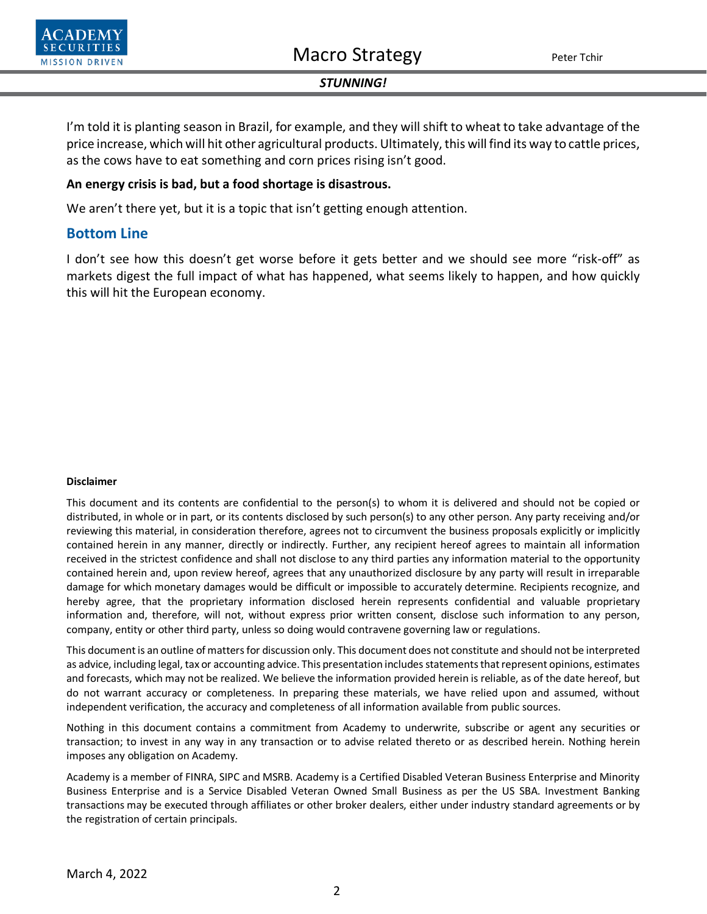I'm told it is planting season in Brazil, for example, and they will shift to wheat to take advantage of the price increase, which will hit other agricultural products. Ultimately, this will find its way to cattle prices, as the cows have to eat something and corn prices rising isn't good.

**An energy crisis is bad, but a food shortage is disastrous.**

We aren't there yet, but it is a topic that isn't getting enough attention.

## Bottom Line

I don't see how this doesn't get worse before it gets better and we should see more "risk-off" as markets digest the full impact of what has happened, what seems likely to happen, and how quickly this will hit the European economy.

**Disclaimer**

This document and its contents are confidential to the person(s) to whom it is delivered and should not be copied or distributed, in whole or in part, or its contents disclosed by such person(s) to any other person. Any party receiving and/or reviewing this material, in consideration therefore, agrees not to circumvent the business proposals explicitly or implicitly contained herein in any manner, directly or indirectly. Further, any recipient hereof agrees to maintain all information received in the strictest confidence and shall not disclose to any third parties any information material to the opportunity contained herein and, upon review hereof, agrees that any unauthorized disclosure by any party will result in irreparable damage for which monetary damages would be difficult or impossible to accurately determine. Recipients recognize, and hereby agree, that the proprietary information disclosed herein represents confidential and valuable proprietary information and, therefore, will not, without express prior written consent, disclose such information to any person, company, entity or other third party, unless so doing would contravene governing law or regulations.

This document is an outline of matters for discussion only. This document does not constitute and should not be interpreted as advice, including legal, tax or accounting advice. This presentation includes statements that represent opinions, estimates and forecasts, which may not be realized. We believe the information provided herein is reliable, as of the date hereof, but do not warrant accuracy or completeness. In preparing these materials, we have relied upon and assumed, without independent verification, the accuracy and completeness of all information available from public sources.

Nothing in this document contains a commitment from Academy to underwrite, subscribe or agent any securities or transaction; to invest in any way in any transaction or to advise related thereto or as described herein. Nothing herein imposes any obligation on Academy.

Academy is a member of FINRA, SIPC and MSRB. Academy is a Certified Disabled Veteran Business Enterprise and Minority Business Enterprise and is a Service Disabled Veteran Owned Small Business as per the US SBA. Investment Banking transactions may be executed through affiliates or other broker dealers, either under industry standard agreements or by the registration of certain principals.